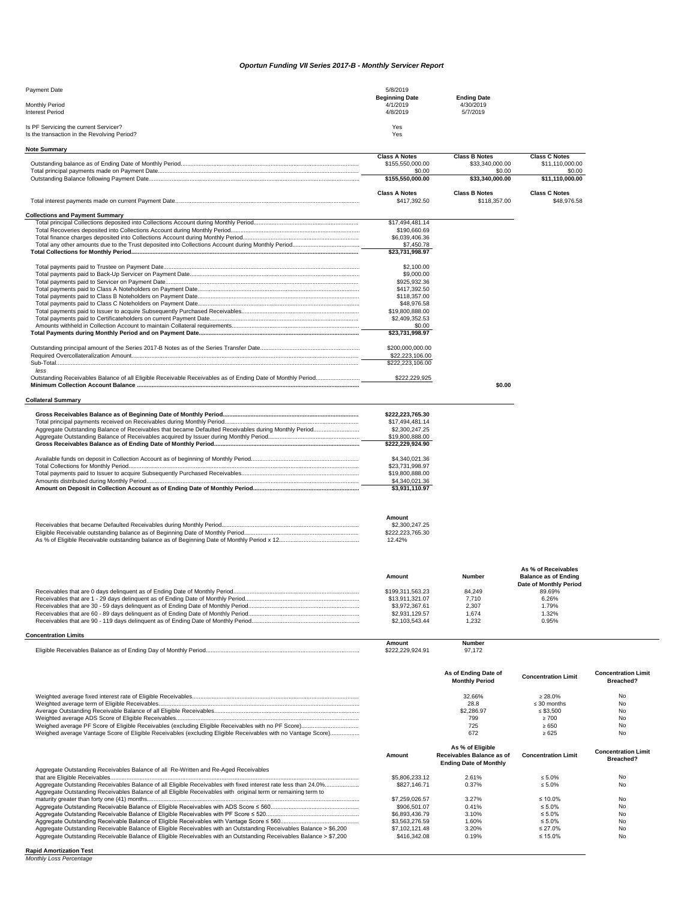# *Oportun Funding VII Series 2017-B - Monthly Servicer Report*

| | | | |
|---|---|---|---|
| Payment Date | 5/8/2019 | | |
| | **Beginning Date** | **Ending Date** | |
| Monthly Period | 4/1/2019 | 4/30/2019 | |
| Interest Period | 4/8/2019 | 5/7/2019 | |
| Is PF Servicing the current Servicer? | Yes | | |
| Is the transaction in the Revolving Period? | Yes | | |

**Note Summary**

| | Class A Notes | Class B Notes | Class C Notes |
|---|---|---|---|
| Outstanding balance as of Ending Date of Monthly Period | $155,550,000.00 | $33,340,000.00 | $11,110,000.00 |
| Total principal payments made on Payment Date | $0.00 | $0.00 | $0.00 |
| Outstanding Balance following Payment Date | **$155,550,000.00** | **$33,340,000.00** | **$11,110,000.00** |

| | Class A Notes | Class B Notes | Class C Notes |
|---|---|---|---|
| Total interest payments made on current Payment Date | $417,392.50 | $118,357.00 | $48,976.58 |

**Collections and Payment Summary**

| | | |
|---|---|---|
| Total principal Collections deposited into Collections Account during Monthly Period | $17,494,481.14 | |
| Total Recoveries deposited into Collections Account during Monthly Period | $190,660.69 | |
| Total finance charges deposited into Collections Account during Monthly Period | $6,039,406.36 | |
| Total any other amounts due to the Trust deposited into Collections Account during Monthly Period | $7,450.78 | |
| **Total Collections for Monthly Period** | **$23,731,998.97** | |
| Total payments paid to Trustee on Payment Date | $2,100.00 | |
| Total payments paid to Back-Up Servicer on Payment Date | $9,000.00 | |
| Total payments paid to Servicer on Payment Date | $925,932.36 | |
| Total payments paid to Class A Noteholders on Payment Date | $417,392.50 | |
| Total payments paid to Class B Noteholders on Payment Date | $118,357.00 | |
| Total payments paid to Class C Noteholders on Payment Date | $48,976.58 | |
| Total payments paid to Issuer to acquire Subsequently Purchased Receivables | $19,800,888.00 | |
| Total payments paid to Certificateholders on current Payment Date | $2,409,352.53 | |
| Amounts withheld in Collection Account to maintain Collateral requirements | $0.00 | |
| **Total Payments during Monthly Period and on Payment Date** | **$23,731,998.97** | |
| Outstanding principal amount of the Series 2017-B Notes as of the Series Transfer Date | $200,000,000.00 | |
| Required Overcollateralization Amount | $22,223,106.00 | |
| Sub-Total | $222,223,106.00 | |
| *less* | | |
| Outstanding Receivables Balance of all Eligible Receivable Receivables as of Ending Date of Monthly Period | $222,229,925 | |
| **Minimum Collection Account Balance** | | **$0.00** |

**Collateral Summary**

| | |
|---|---|
| **Gross Receivables Balance as of Beginning Date of Monthly Period** | **$222,223,765.30** |
| Total principal payments received on Receivables during Monthly Period | $17,494,481.14 |
| Aggregate Outstanding Balance of Receivables that became Defaulted Receivables during Monthly Period | $2,300,247.25 |
| Aggregate Outstanding Balance of Receivables acquired by Issuer during Monthly Period | $19,800,888.00 |
| **Gross Receivables Balance as of Ending Date of Monthly Period** | **$222,229,924.90** |
| Available funds on deposit in Collection Account as of beginning of Monthly Period | $4,340,021.36 |
| Total Collections for Monthly Period | $23,731,998.97 |
| Total payments paid to Issuer to acquire Subsequently Purchased Receivables | $19,800,888.00 |
| Amounts distributed during Monthly Period | $4,340,021.36 |
| **Amount on Deposit in Collection Account as of Ending Date of Monthly Period** | **$3,931,110.97** |

| | Amount |
|---|---|
| Receivables that became Defaulted Receivables during Monthly Period | $2,300,247.25 |
| Eligible Receivable outstanding balance as of Beginning Date of Monthly Period | $222,223,765.30 |
| As % of Eligible Receivable outstanding balance as of Beginning Date of Monthly Period x 12 | 12.42% |

| | Amount | Number | As % of Receivables Balance as of Ending Date of Monthly Period |
|---|---|---|---|
| Receivables that are 0 days delinquent as of Ending Date of Monthly Period | $199,311,563.23 | 84,249 | 89.69% |
| Receivables that are 1 - 29 days delinquent as of Ending Date of Monthly Period | $13,911,321.07 | 7,710 | 6.26% |
| Receivables that are 30 - 59 days delinquent as of Ending Date of Monthly Period | $3,972,367.61 | 2,307 | 1.79% |
| Receivables that are 60 - 89 days delinquent as of Ending Date of Monthly Period | $2,931,129.57 | 1,674 | 1.32% |
| Receivables that are 90 - 119 days delinquent as of Ending Date of Monthly Period | $2,103,543.44 | 1,232 | 0.95% |

**Concentration Limits**

| | Amount | Number |
|---|---|---|
| Eligible Receivables Balance as of Ending Day of Monthly Period | $222,229,924.91 | 97,172 |

| | As of Ending Date of Monthly Period | Concentration Limit | Concentration Limit Breached? |
|---|---|---|---|
| Weighted average fixed interest rate of Eligible Receivables | 32.66% | ≥ 28.0% | No |
| Weighted average term of Eligible Receivables | 28.8 | ≤ 30 months | No |
| Average Outstanding Receivable Balance of all Eligible Receivables | $2,286.97 | ≤ $3,500 | No |
| Weighted average ADS Score of Eligible Receivables | 799 | ≥ 700 | No |
| Weighed average PF Score of Eligible Receivables (excluding Eligible Receivables with no PF Score) | 725 | ≥ 650 | No |
| Weighed average Vantage Score of Eligible Receivables (excluding Eligible Receivables with no Vantage Score) | 672 | ≥ 625 | No |

| | Amount | As % of Eligible Receivables Balance as of Ending Date of Monthly | Concentration Limit | Concentration Limit Breached? |
|---|---|---|---|---|
| Aggregate Outstanding Receivables Balance of all Re-Written and Re-Aged Receivables that are Eligible Receivables | $5,806,233.12 | 2.61% | ≤ 5.0% | No |
| Aggregate Outstanding Receivables Balance of all Eligible Receivables with fixed interest rate less than 24.0% | $827,146.71 | 0.37% | ≤ 5.0% | No |
| Aggregate Outstanding Receivables Balance of all Eligible Receivables with original term or remaining term to maturity greater than forty one (41) months | $7,259,026.57 | 3.27% | ≤ 10.0% | No |
| Aggregate Outstanding Receivable Balance of Eligible Receivables with ADS Score ≤ 560 | $906,501.07 | 0.41% | ≤ 5.0% | No |
| Aggregate Outstanding Receivable Balance of Eligible Receivables with PF Score ≤ 520 | $6,893,436.79 | 3.10% | ≤ 5.0% | No |
| Aggregate Outstanding Receivable Balance of Eligible Receivables with Vantage Score ≤ 560 | $3,563,276.59 | 1.60% | ≤ 5.0% | No |
| Aggregate Outstanding Receivable Balance of Eligible Receivables with an Outstanding Receivables Balance > $6,200 | $7,102,121.48 | 3.20% | ≤ 27.0% | No |
| Aggregate Outstanding Receivable Balance of Eligible Receivables with an Outstanding Receivables Balance > $7,200 | $416,342.08 | 0.19% | ≤ 15.0% | No |

**Rapid Amortization Test**

*Monthly Loss Percentage*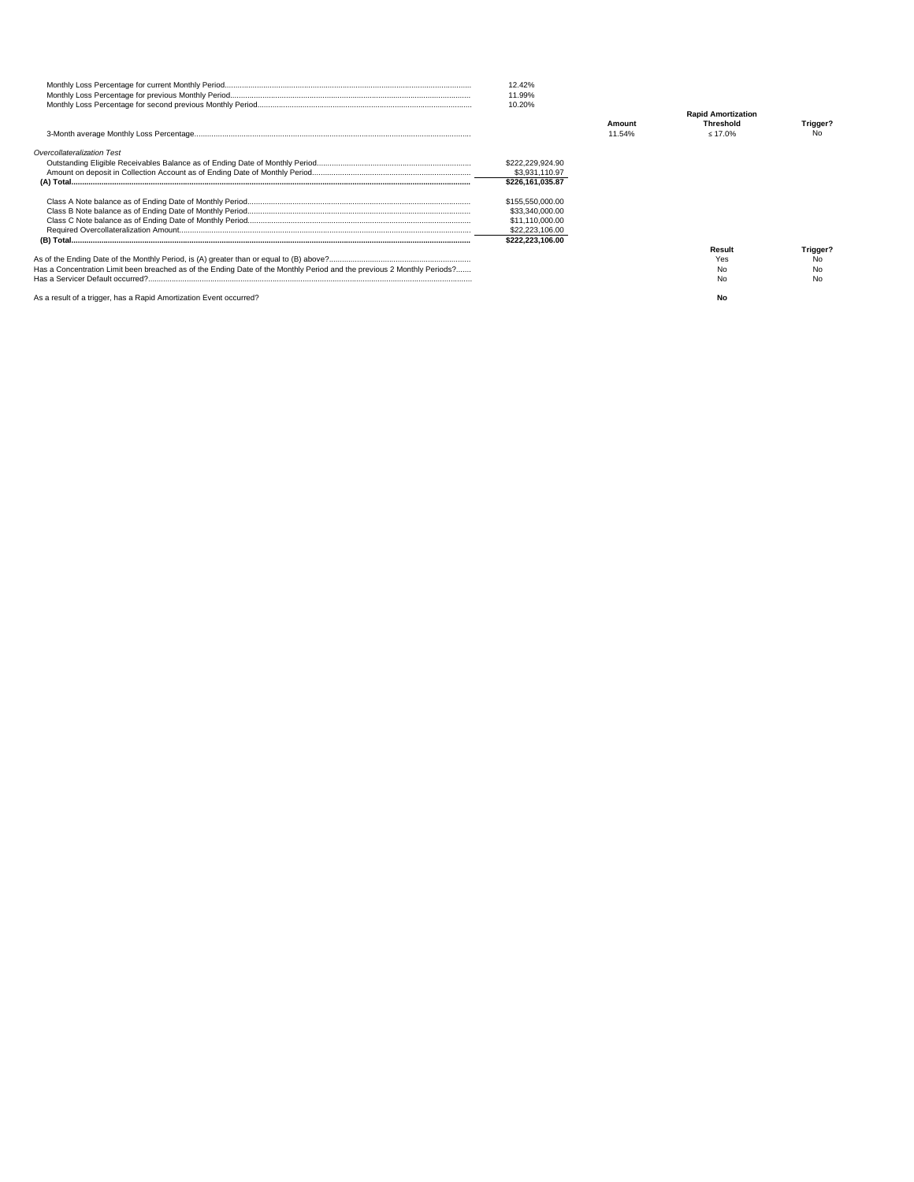| | | | | |
|---|---|---|---|---|
| Monthly Loss Percentage for current Monthly Period | 12.42% | | | |
| Monthly Loss Percentage for previous Monthly Period | 11.99% | | | |
| Monthly Loss Percentage for second previous Monthly Period | 10.20% | | | |
| | | **Amount** | **Rapid Amortization Threshold** | **Trigger?** |
| 3-Month average Monthly Loss Percentage | | 11.54% | ≤ 17.0% | No |

*Overcollateralization Test*

| | |
|---|---|
| Outstanding Eligible Receivables Balance as of Ending Date of Monthly Period | $222,229,924.90 |
| Amount on deposit in Collection Account as of Ending Date of Monthly Period | $3,931,110.97 |
| **(A) Total** | **$226,161,035.87** |
| Class A Note balance as of Ending Date of Monthly Period | $155,550,000.00 |
| Class B Note balance as of Ending Date of Monthly Period | $33,340,000.00 |
| Class C Note balance as of Ending Date of Monthly Period | $11,110,000.00 |
| Required Overcollateralization Amount | $22,223,106.00 |
| **(B) Total** | **$222,223,106.00** |

| | **Result** | **Trigger?** |
|---|---|---|
| As of the Ending Date of the Monthly Period, is (A) greater than or equal to (B) above? | Yes | No |
| Has a Concentration Limit been breached as of the Ending Date of the Monthly Period and the previous 2 Monthly Periods? | No | No |
| Has a Servicer Default occurred? | No | No |
| As a result of a trigger, has a Rapid Amortization Event occurred? | **No** | |